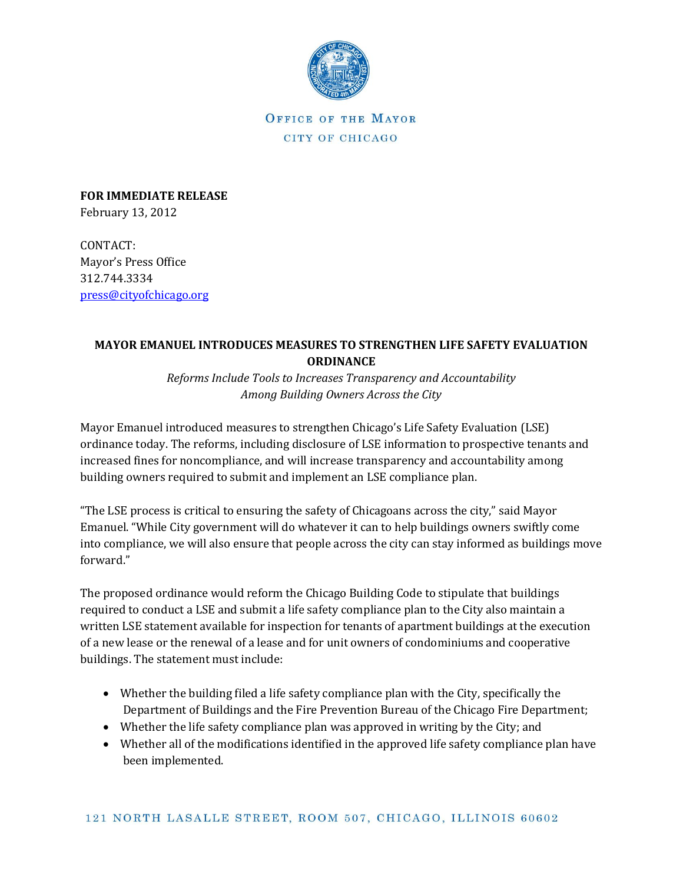OFFICE OF THE MAYOR

CITY OF CHICAGO

**FOR IMMEDIATE RELEASE**
February 13, 2012

CONTACT:
Mayor's Press Office
312.744.3334
press@cityofchicago.org

**MAYOR EMANUEL INTRODUCES MEASURES TO STRENGTHEN LIFE SAFETY EVALUATION ORDINANCE**

*Reforms Include Tools to Increases Transparency and Accountability Among Building Owners Across the City*

Mayor Emanuel introduced measures to strengthen Chicago's Life Safety Evaluation (LSE) ordinance today. The reforms, including disclosure of LSE information to prospective tenants and increased fines for noncompliance, and will increase transparency and accountability among building owners required to submit and implement an LSE compliance plan.

"The LSE process is critical to ensuring the safety of Chicagoans across the city," said Mayor Emanuel. "While City government will do whatever it can to help buildings owners swiftly come into compliance, we will also ensure that people across the city can stay informed as buildings move forward."

The proposed ordinance would reform the Chicago Building Code to stipulate that buildings required to conduct a LSE and submit a life safety compliance plan to the City also maintain a written LSE statement available for inspection for tenants of apartment buildings at the execution of a new lease or the renewal of a lease and for unit owners of condominiums and cooperative buildings. The statement must include:

- Whether the building filed a life safety compliance plan with the City, specifically the Department of Buildings and the Fire Prevention Bureau of the Chicago Fire Department;
- Whether the life safety compliance plan was approved in writing by the City; and
- Whether all of the modifications identified in the approved life safety compliance plan have been implemented.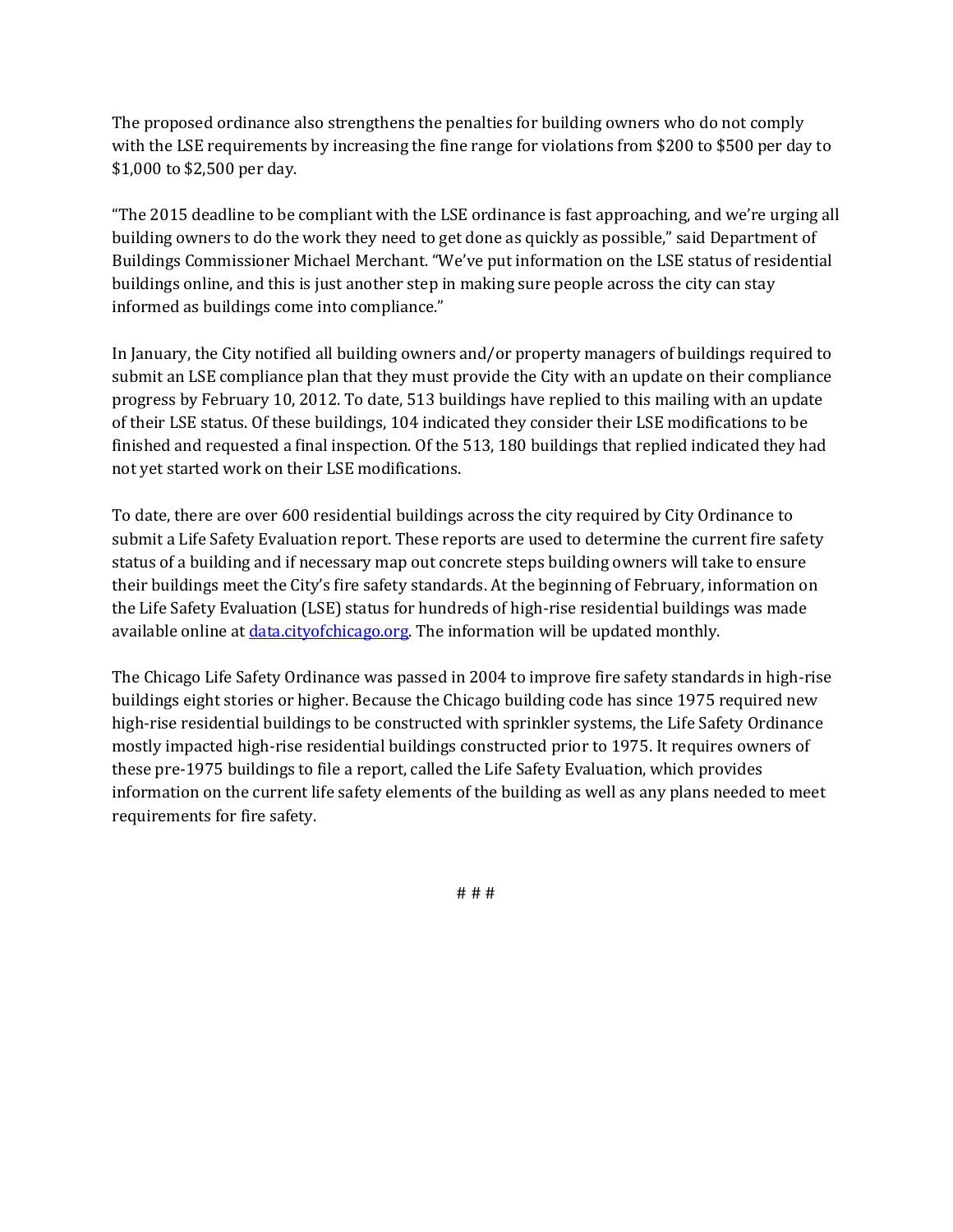The proposed ordinance also strengthens the penalties for building owners who do not comply with the LSE requirements by increasing the fine range for violations from $200 to $500 per day to $1,000 to $2,500 per day.

"The 2015 deadline to be compliant with the LSE ordinance is fast approaching, and we're urging all building owners to do the work they need to get done as quickly as possible," said Department of Buildings Commissioner Michael Merchant. "We've put information on the LSE status of residential buildings online, and this is just another step in making sure people across the city can stay informed as buildings come into compliance."

In January, the City notified all building owners and/or property managers of buildings required to submit an LSE compliance plan that they must provide the City with an update on their compliance progress by February 10, 2012. To date, 513 buildings have replied to this mailing with an update of their LSE status. Of these buildings, 104 indicated they consider their LSE modifications to be finished and requested a final inspection. Of the 513, 180 buildings that replied indicated they had not yet started work on their LSE modifications.

To date, there are over 600 residential buildings across the city required by City Ordinance to submit a Life Safety Evaluation report. These reports are used to determine the current fire safety status of a building and if necessary map out concrete steps building owners will take to ensure their buildings meet the City's fire safety standards. At the beginning of February, information on the Life Safety Evaluation (LSE) status for hundreds of high-rise residential buildings was made available online at [data.cityofchicago.org](data.cityofchicago.org). The information will be updated monthly.

The Chicago Life Safety Ordinance was passed in 2004 to improve fire safety standards in high-rise buildings eight stories or higher. Because the Chicago building code has since 1975 required new high-rise residential buildings to be constructed with sprinkler systems, the Life Safety Ordinance mostly impacted high-rise residential buildings constructed prior to 1975. It requires owners of these pre-1975 buildings to file a report, called the Life Safety Evaluation, which provides information on the current life safety elements of the building as well as any plans needed to meet requirements for fire safety.

# # #